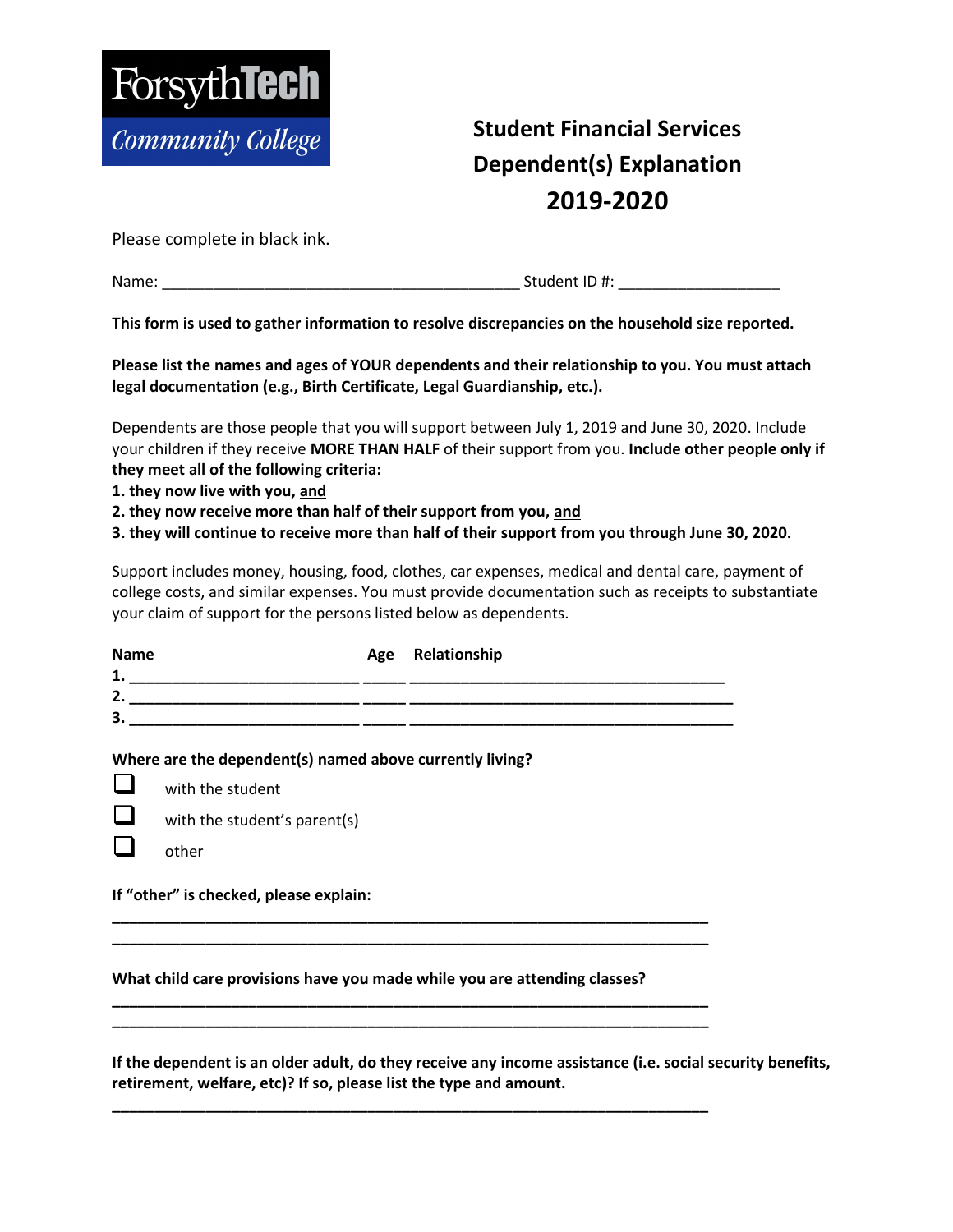**ForsythTech Community College**

# Student Financial Services Dependent(s) Explanation 2019-2020

Please complete in black ink.

Name: ___________________________________________ Student ID #: ____________________

**This form is used to gather information to resolve discrepancies on the household size reported.**

**Please list the names and ages of YOUR dependents and their relationship to you. You must attach legal documentation (e.g., Birth Certificate, Legal Guardianship, etc.).**

Dependents are those people that you will support between July 1, 2019 and June 30, 2020. Include your children if they receive **MORE THAN HALF** of their support from you. **Include other people only if they meet all of the following criteria:**

**1. they now live with you, <u>and</u>**

**2. they now receive more than half of their support from you, <u>and</u>**

**3. they will continue to receive more than half of their support from you through June 30, 2020.**

Support includes money, housing, food, clothes, car expenses, medical and dental care, payment of college costs, and similar expenses. You must provide documentation such as receipts to substantiate your claim of support for the persons listed below as dependents.

| Name | Age | Relationship |
|---|---|---|
| 1. ____________________________ | _____ | ________________________________________ |
| 2. ____________________________ | _____ | ________________________________________ |
| 3. ____________________________ | _____ | ________________________________________ |

**Where are the dependent(s) named above currently living?**

- ☐ with the student
- ☐ with the student's parent(s)
- ☐ other

**If "other" is checked, please explain:**

___________________________________________________________________________

___________________________________________________________________________

**What child care provisions have you made while you are attending classes?**

___________________________________________________________________________

___________________________________________________________________________

**If the dependent is an older adult, do they receive any income assistance (i.e. social security benefits, retirement, welfare, etc)? If so, please list the type and amount.**

___________________________________________________________________________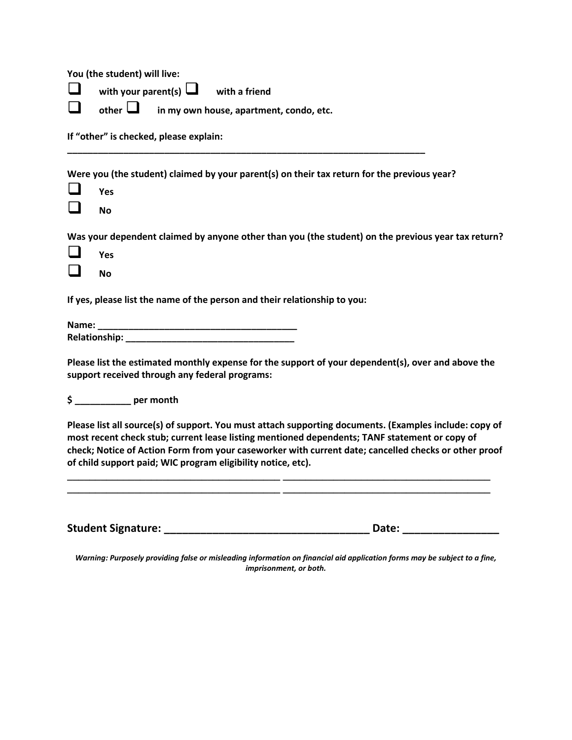**You (the student) will live:**

- ☐ **with your parent(s)** ☐ **with a friend**
- ☐ **other** ☐ **in my own house, apartment, condo, etc.**

**If "other" is checked, please explain:**

___________________________________________________________________________

**Were you (the student) claimed by your parent(s) on their tax return for the previous year?**

- ☐ **Yes**
- ☐ **No**

**Was your dependent claimed by anyone other than you (the student) on the previous year tax return?**

- ☐ **Yes**
- ☐ **No**

**If yes, please list the name of the person and their relationship to you:**

**Name:** _______________________________________
**Relationship:** ________________________________

**Please list the estimated monthly expense for the support of your dependent(s), over and above the support received through any federal programs:**

**$ ___________ per month**

**Please list all source(s) of support. You must attach supporting documents. (Examples include: copy of most recent check stub; current lease listing mentioned dependents; TANF statement or copy of check; Notice of Action Form from your caseworker with current date; cancelled checks or other proof of child support paid; WIC program eligibility notice, etc).**

__________________________________________ ________________________________________
__________________________________________ ________________________________________

**Student Signature:** __________________________________ **Date:** ________________

***Warning: Purposely providing false or misleading information on financial aid application forms may be subject to a fine, imprisonment, or both.***